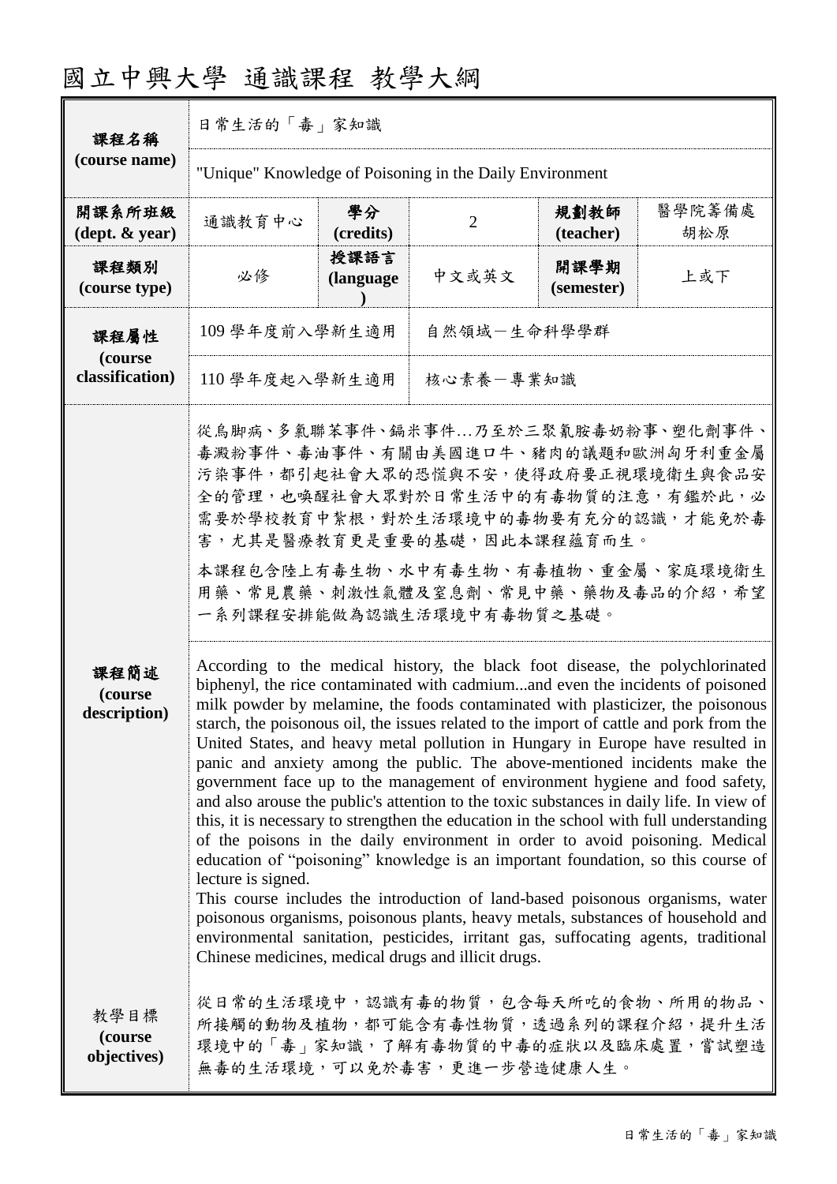# 國立中興大學 通識課程 教學大綱

| 課程名稱<br>(course name) | 日常生活的「毒」家知識 | | | | |
|---|---|---|---|---|---|
| | "Unique" Knowledge of Poisoning in the Daily Environment | | | | |
| 開課系所班級<br>(dept. & year) | 通識教育中心 | 學分<br>(credits) | 2 | 規劃教師<br>(teacher) | 醫學院籌備處<br>胡松原 |
| 課程類別<br>(course type) | 必修 | 授課語言<br>(language) | 中文或英文 | 開課學期<br>(semester) | 上或下 |
| 課程屬性<br>(course classification) | 109 學年度前入學新生適用 | 自然領域－生命科學學群 | | | |
| | 110 學年度起入學新生適用 | 核心素養－專業知識 | | | |
| 課程簡述<br>(course description) | 從烏腳病、多氯聯苯事件、鎘米事件…乃至於三聚氰胺毒奶粉事、塑化劑事件、毒澱粉事件、毒油事件、有關由美國進口牛、豬肉的議題和歐洲匈牙利重金屬污染事件，都引起社會大眾的恐慌與不安，使得政府要正視環境衛生與食品安全的管理，也喚醒社會大眾對於日常生活中的有毒物質的注意，有鑑於此，必需要於學校教育中紮根，對於生活環境中的毒物要有充分的認識，才能免於毒害，尤其是醫療教育更是重要的基礎，因此本課程蘊育而生。<br><br>本課程包含陸上有毒生物、水中有毒生物、有毒植物、重金屬、家庭環境衛生用藥、常見農藥、刺激性氣體及窒息劑、常見中藥、藥物及毒品的介紹，希望一系列課程安排能做為認識生活環境中有毒物質之基礎。<br><br>According to the medical history, the black foot disease, the polychlorinated biphenyl, the rice contaminated with cadmium...and even the incidents of poisoned milk powder by melamine, the foods contaminated with plasticizer, the poisonous starch, the poisonous oil, the issues related to the import of cattle and pork from the United States, and heavy metal pollution in Hungary in Europe have resulted in panic and anxiety among the public. The above-mentioned incidents make the government face up to the management of environment hygiene and food safety, and also arouse the public's attention to the toxic substances in daily life. In view of this, it is necessary to strengthen the education in the school with full understanding of the poisons in the daily environment in order to avoid poisoning. Medical education of "poisoning" knowledge is an important foundation, so this course of lecture is signed.<br>This course includes the introduction of land-based poisonous organisms, water poisonous organisms, poisonous plants, heavy metals, substances of household and environmental sanitation, pesticides, irritant gas, suffocating agents, traditional Chinese medicines, medical drugs and illicit drugs. | | | | |
| 教學目標<br>(course objectives) | 從日常的生活環境中，認識有毒的物質，包含每天所吃的食物、所用的物品、所接觸的動物及植物，都可能含有毒性物質，透過系列的課程介紹，提升生活環境中的「毒」家知識，了解有毒物質的中毒的症狀以及臨床處置，嘗試塑造無毒的生活環境，可以免於毒害，更進一步營造健康人生。 | | | | |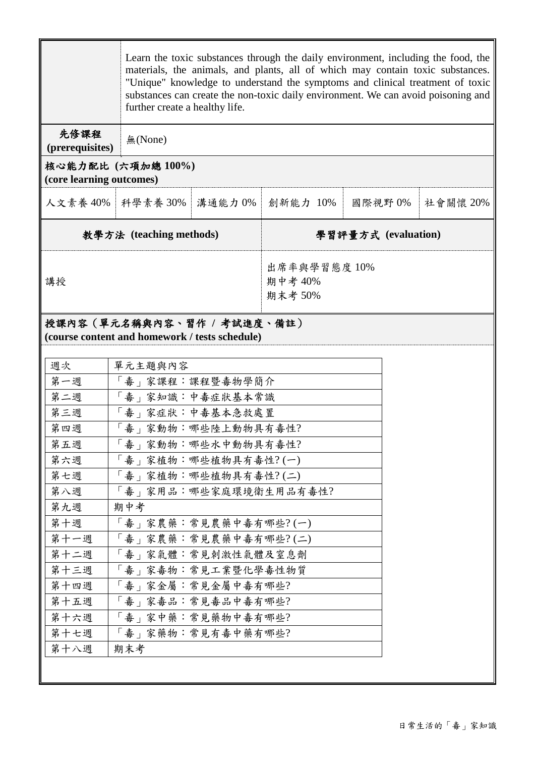| | |
|---|---|
| | Learn the toxic substances through the daily environment, including the food, the materials, the animals, and plants, all of which may contain toxic substances. "Unique" knowledge to understand the symptoms and clinical treatment of toxic substances can create the non-toxic daily environment. We can avoid poisoning and further create a healthy life. |
| **先修課程 (prerequisites)** | 無(None) |

**核心能力配比 (六項加總 100%) (core learning outcomes)**

| 人文素養 40% | 科學素養 30% | 溝通能力 0% | 創新能力 10% | 國際視野 0% | 社會關懷 20% |
|---|---|---|---|---|---|

| **教學方法 (teaching methods)** | **學習評量方式 (evaluation)** |
|---|---|
| 講授 | 出席率與學習態度 10%<br>期中考 40%<br>期末考 50% |

**授課內容（單元名稱與內容、習作 / 考試進度、備註） (course content and homework / tests schedule)**

| 週次 | 單元主題與內容 |
|---|---|
| 第一週 | 「毒」家課程：課程暨毒物學簡介 |
| 第二週 | 「毒」家知識：中毒症狀基本常識 |
| 第三週 | 「毒」家症狀：中毒基本急救處置 |
| 第四週 | 「毒」家動物：哪些陸上動物具有毒性? |
| 第五週 | 「毒」家動物：哪些水中動物具有毒性? |
| 第六週 | 「毒」家植物：哪些植物具有毒性? (一) |
| 第七週 | 「毒」家植物：哪些植物具有毒性? (二) |
| 第八週 | 「毒」家用品：哪些家庭環境衛生用品有毒性? |
| 第九週 | 期中考 |
| 第十週 | 「毒」家農藥：常見農藥中毒有哪些? (一) |
| 第十一週 | 「毒」家農藥：常見農藥中毒有哪些? (二) |
| 第十二週 | 「毒」家氣體：常見刺激性氣體及窒息劑 |
| 第十三週 | 「毒」家毒物：常見工業暨化學毒性物質 |
| 第十四週 | 「毒」家金屬：常見金屬中毒有哪些? |
| 第十五週 | 「毒」家毒品：常見毒品中毒有哪些? |
| 第十六週 | 「毒」家中藥：常見藥物中毒有哪些? |
| 第十七週 | 「毒」家藥物：常見有毒中藥有哪些? |
| 第十八週 | 期末考 |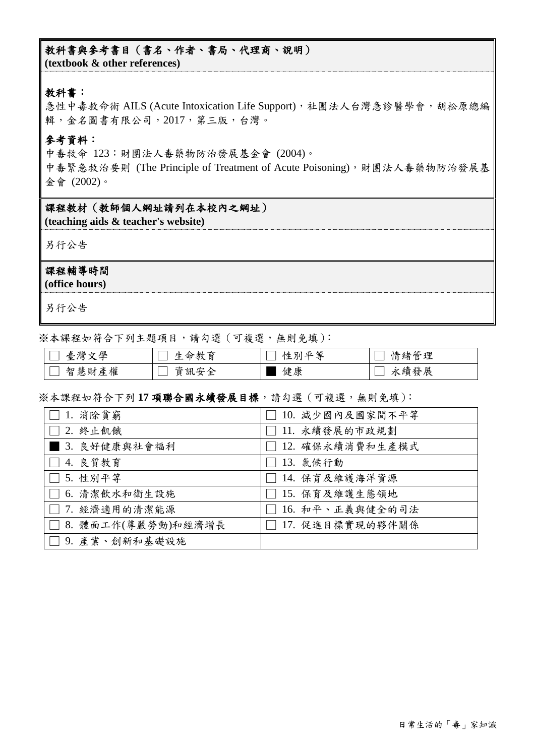**教科書與參考書目（書名、作者、書局、代理商、說明）**
**(textbook & other references)**

**教科書：**

急性中毒救命術 AILS (Acute Intoxication Life Support)，社團法人台灣急診醫學會，胡松原總編輯，金名圖書有限公司，2017，第三版，台灣。

**參考資料：**

中毒救命 123：財團法人毒藥物防治發展基金會 (2004)。
中毒緊急救治要則 (The Principle of Treatment of Acute Poisoning)，財團法人毒藥物防治發展基金會 (2002)。

**課程教材（教師個人網址請列在本校內之網址）**
**(teaching aids & teacher's website)**

另行公告

**課程輔導時間**
**(office hours)**

另行公告

※本課程如符合下列主題項目，請勾選（可複選，無則免填）：

| | | | |
|---|---|---|---|
| ☐ 臺灣文學 | ☐ 生命教育 | ☐ 性別平等 | ☐ 情緒管理 |
| ☐ 智慧財產權 | ☐ 資訊安全 | ■ 健康 | ☐ 永續發展 |

※本課程如符合下列 **17 項聯合國永續發展目標**，請勾選（可複選，無則免填）：

| | |
|---|---|
| ☐ 1. 消除貧窮 | ☐ 10. 減少國內及國家間不平等 |
| ☐ 2. 終止飢餓 | ☐ 11. 永續發展的市政規劃 |
| ■ 3. 良好健康與社會福利 | ☐ 12. 確保永續消費和生產模式 |
| ☐ 4. 良質教育 | ☐ 13. 氣候行動 |
| ☐ 5. 性別平等 | ☐ 14. 保育及維護海洋資源 |
| ☐ 6. 清潔飲水和衛生設施 | ☐ 15. 保育及維護生態領地 |
| ☐ 7. 經濟適用的清潔能源 | ☐ 16. 和平、正義與健全的司法 |
| ☐ 8. 體面工作(尊嚴勞動)和經濟增長 | ☐ 17. 促進目標實現的夥伴關係 |
| ☐ 9. 產業、創新和基礎設施 | |